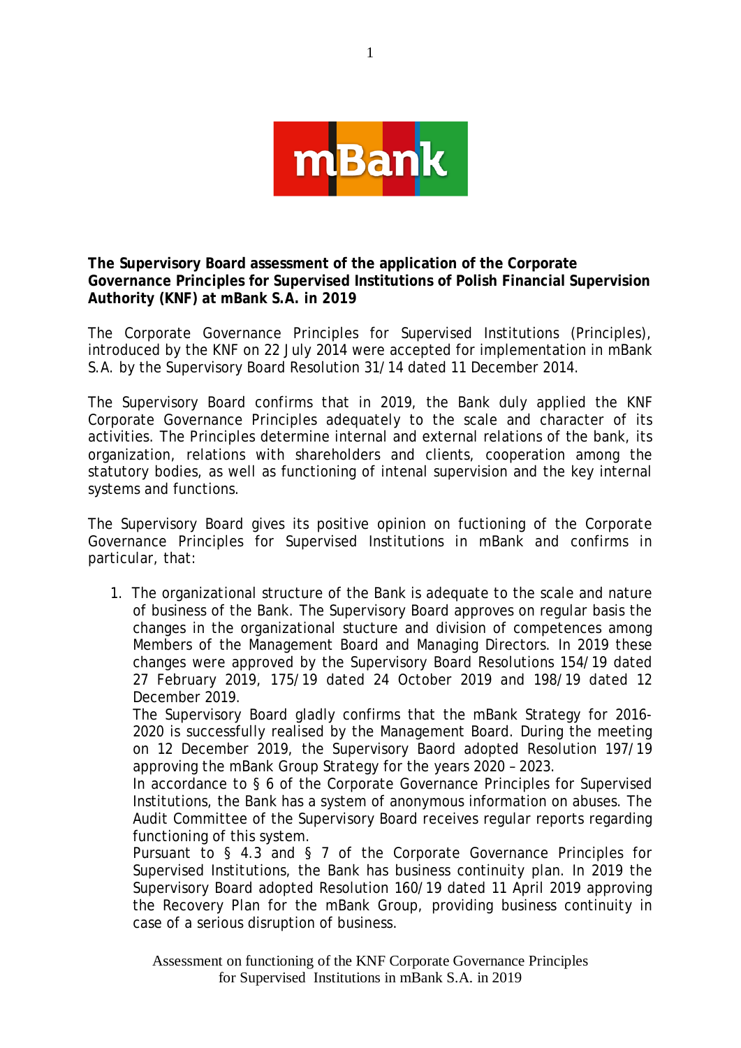**The Supervisory Board assessment of the application of the Corporate Governance Principles for Supervised Institutions of Polish Financial Supervision Authority (KNF) at mBank S.A. in 2019**

The Corporate Governance Principles for Supervised Institutions (Principles), introduced by the KNF on 22 July 2014 were accepted for implementation in mBank S.A. by the Supervisory Board Resolution 31/14 dated 11 December 2014.

The Supervisory Board confirms that in 2019, the Bank duly applied the KNF Corporate Governance Principles adequately to the scale and character of its activities. The Principles determine internal and external relations of the bank, its organization, relations with shareholders and clients, cooperation among the statutory bodies, as well as functioning of intenal supervision and the key internal systems and functions.

The Supervisory Board gives its positive opinion on fuctioning of the Corporate Governance Principles for Supervised Institutions in mBank and confirms in particular, that:

1. The organizational structure of the Bank is adequate to the scale and nature of business of the Bank. The Supervisory Board approves on regular basis the changes in the organizational stucture and division of competences among Members of the Management Board and Managing Directors. In 2019 these changes were approved by the Supervisory Board Resolutions 154/19 dated 27 February 2019, 175/19 dated 24 October 2019 and 198/19 dated 12 December 2019.

   The Supervisory Board gladly confirms that the mBank Strategy for 2016-2020 is successfully realised by the Management Board. During the meeting on 12 December 2019, the Supervisory Baord adopted Resolution 197/19 approving the mBank Group Strategy for the years 2020 – 2023.

   In accordance to § 6 of the Corporate Governance Principles for Supervised Institutions, the Bank has a system of anonymous information on abuses. The Audit Committee of the Supervisory Board receives regular reports regarding functioning of this system.

   Pursuant to § 4.3 and § 7 of the Corporate Governance Principles for Supervised Institutions, the Bank has business continuity plan. In 2019 the Supervisory Board adopted Resolution 160/19 dated 11 April 2019 approving the Recovery Plan for the mBank Group, providing business continuity in case of a serious disruption of business.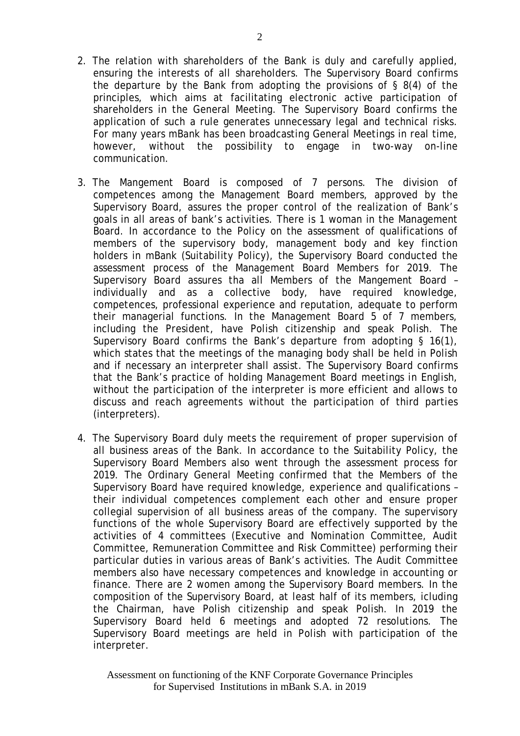2. The relation with shareholders of the Bank is duly and carefully applied, ensuring the interests of all shareholders. The Supervisory Board confirms the departure by the Bank from adopting the provisions of § 8(4) of the principles, which aims at facilitating electronic active participation of shareholders in the General Meeting. The Supervisory Board confirms the application of such a rule generates unnecessary legal and technical risks. For many years mBank has been broadcasting General Meetings in real time, however, without the possibility to engage in two-way on-line communication.

3. The Mangement Board is composed of 7 persons. The division of competences among the Management Board members, approved by the Supervisory Board, assures the proper control of the realization of Bank's goals in all areas of bank's activities. There is 1 woman in the Management Board. In accordance to the Policy on the assessment of qualifications of members of the supervisory body, management body and key finction holders in mBank (Suitability Policy), the Supervisory Board conducted the assessment process of the Management Board Members for 2019. The Supervisory Board assures tha all Members of the Mangement Board – individually and as a collective body, have required knowledge, competences, professional experience and reputation, adequate to perform their managerial functions. In the Management Board 5 of 7 members, including the President, have Polish citizenship and speak Polish. The Supervisory Board confirms the Bank's departure from adopting § 16(1), which states that the meetings of the managing body shall be held in Polish and if necessary an interpreter shall assist. The Supervisory Board confirms that the Bank's practice of holding Management Board meetings in English, without the participation of the interpreter is more efficient and allows to discuss and reach agreements without the participation of third parties (interpreters).

4. The Supervisory Board duly meets the requirement of proper supervision of all business areas of the Bank. In accordance to the Suitability Policy, the Supervisory Board Members also went through the assessment process for 2019. The Ordinary General Meeting confirmed that the Members of the Supervisory Board have required knowledge, experience and qualifications – their individual competences complement each other and ensure proper collegial supervision of all business areas of the company. The supervisory functions of the whole Supervisory Board are effectively supported by the activities of 4 committees (Executive and Nomination Committee, Audit Committee, Remuneration Committee and Risk Committee) performing their particular duties in various areas of Bank's activities. The Audit Committee members also have necessary competences and knowledge in accounting or finance. There are 2 women among the Supervisory Board members. In the composition of the Supervisory Board, at least half of its members, icluding the Chairman, have Polish citizenship and speak Polish. In 2019 the Supervisory Board held 6 meetings and adopted 72 resolutions. The Supervisory Board meetings are held in Polish with participation of the interpreter.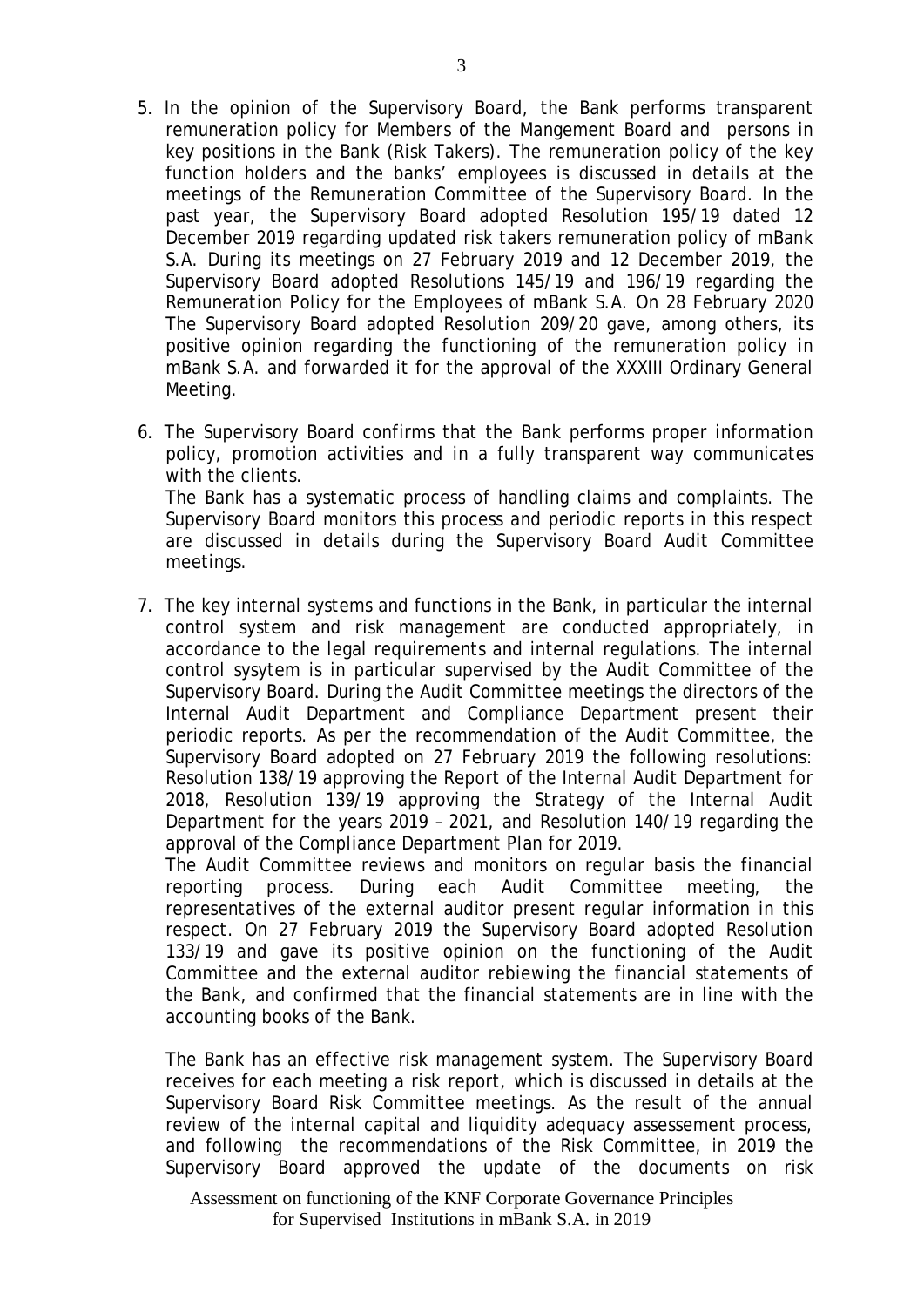5. In the opinion of the Supervisory Board, the Bank performs transparent remuneration policy for Members of the Mangement Board and persons in key positions in the Bank (Risk Takers). The remuneration policy of the key function holders and the banks' employees is discussed in details at the meetings of the Remuneration Committee of the Supervisory Board. In the past year, the Supervisory Board adopted Resolution 195/19 dated 12 December 2019 regarding updated risk takers remuneration policy of mBank S.A. During its meetings on 27 February 2019 and 12 December 2019, the Supervisory Board adopted Resolutions 145/19 and 196/19 regarding the Remuneration Policy for the Employees of mBank S.A. On 28 February 2020 The Supervisory Board adopted Resolution 209/20 gave, among others, its positive opinion regarding the functioning of the remuneration policy in mBank S.A. and forwarded it for the approval of the XXXIII Ordinary General Meeting.

6. The Supervisory Board confirms that the Bank performs proper information policy, promotion activities and in a fully transparent way communicates with the clients.

   The Bank has a systematic process of handling claims and complaints. The Supervisory Board monitors this process and periodic reports in this respect are discussed in details during the Supervisory Board Audit Committee meetings.

7. The key internal systems and functions in the Bank, in particular the internal control system and risk management are conducted appropriately, in accordance to the legal requirements and internal regulations. The internal control sysytem is in particular supervised by the Audit Committee of the Supervisory Board. During the Audit Committee meetings the directors of the Internal Audit Department and Compliance Department present their periodic reports. As per the recommendation of the Audit Committee, the Supervisory Board adopted on 27 February 2019 the following resolutions: Resolution 138/19 approving the Report of the Internal Audit Department for 2018, Resolution 139/19 approving the Strategy of the Internal Audit Department for the years 2019 – 2021, and Resolution 140/19 regarding the approval of the Compliance Department Plan for 2019.

   The Audit Committee reviews and monitors on regular basis the financial reporting process. During each Audit Committee meeting, the representatives of the external auditor present regular information in this respect. On 27 February 2019 the Supervisory Board adopted Resolution 133/19 and gave its positive opinion on the functioning of the Audit Committee and the external auditor rebiewing the financial statements of the Bank, and confirmed that the financial statements are in line with the accounting books of the Bank.

   The Bank has an effective risk management system. The Supervisory Board receives for each meeting a risk report, which is discussed in details at the Supervisory Board Risk Committee meetings. As the result of the annual review of the internal capital and liquidity adequacy assessement process, and following the recommendations of the Risk Committee, in 2019 the Supervisory Board approved the update of the documents on risk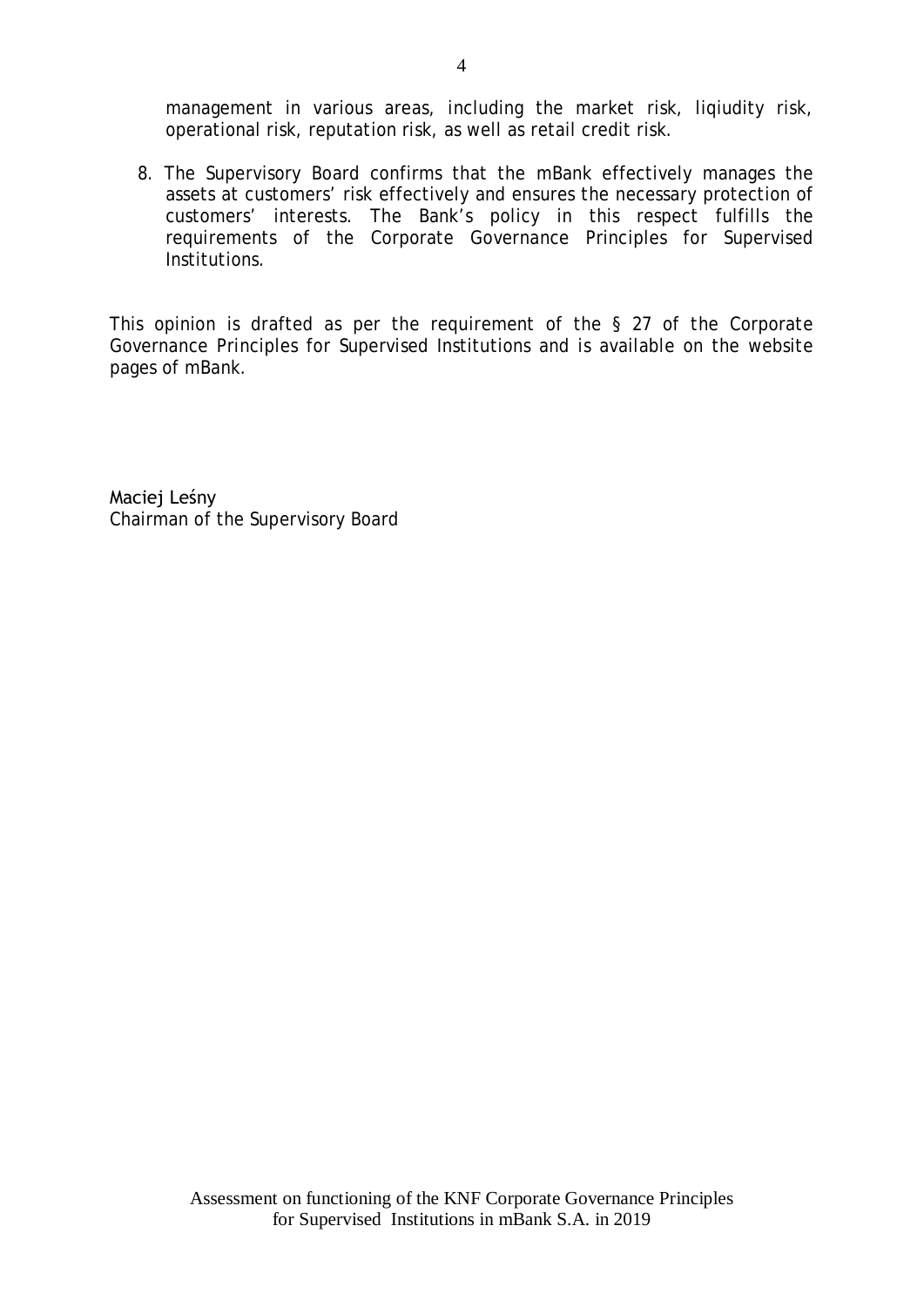management in various areas, including the market risk, liqiudity risk, operational risk, reputation risk, as well as retail credit risk.

8. The Supervisory Board confirms that the mBank effectively manages the assets at customers' risk effectively and ensures the necessary protection of customers' interests. The Bank's policy in this respect fulfills the requirements of the Corporate Governance Principles for Supervised Institutions.

This opinion is drafted as per the requirement of the § 27 of the Corporate Governance Principles for Supervised Institutions and is available on the website pages of mBank.

Maciej Leśny
Chairman of the Supervisory Board